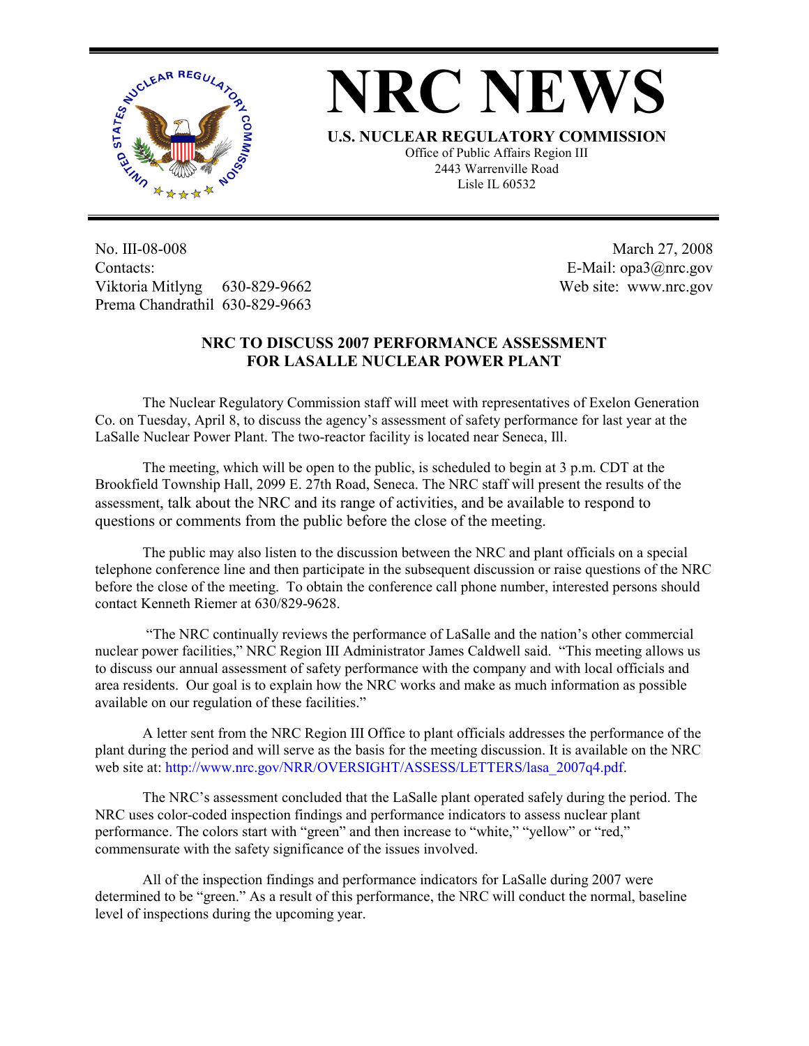# NRC NEWS

**U.S. NUCLEAR REGULATORY COMMISSION**
Office of Public Affairs Region III
2443 Warrenville Road
Lisle IL 60532

No. III-08-008
Contacts:
Viktoria Mitlyng 630-829-9662
Prema Chandrathil 630-829-9663

March 27, 2008
E-Mail: opa3@nrc.gov
Web site: www.nrc.gov

## NRC TO DISCUSS 2007 PERFORMANCE ASSESSMENT FOR LASALLE NUCLEAR POWER PLANT

The Nuclear Regulatory Commission staff will meet with representatives of Exelon Generation Co. on Tuesday, April 8, to discuss the agency's assessment of safety performance for last year at the LaSalle Nuclear Power Plant. The two-reactor facility is located near Seneca, Ill.

The meeting, which will be open to the public, is scheduled to begin at 3 p.m. CDT at the Brookfield Township Hall, 2099 E. 27th Road, Seneca. The NRC staff will present the results of the assessment, talk about the NRC and its range of activities, and be available to respond to questions or comments from the public before the close of the meeting.

The public may also listen to the discussion between the NRC and plant officials on a special telephone conference line and then participate in the subsequent discussion or raise questions of the NRC before the close of the meeting. To obtain the conference call phone number, interested persons should contact Kenneth Riemer at 630/829-9628.

"The NRC continually reviews the performance of LaSalle and the nation's other commercial nuclear power facilities," NRC Region III Administrator James Caldwell said. "This meeting allows us to discuss our annual assessment of safety performance with the company and with local officials and area residents. Our goal is to explain how the NRC works and make as much information as possible available on our regulation of these facilities."

A letter sent from the NRC Region III Office to plant officials addresses the performance of the plant during the period and will serve as the basis for the meeting discussion. It is available on the NRC web site at: http://www.nrc.gov/NRR/OVERSIGHT/ASSESS/LETTERS/lasa_2007q4.pdf.

The NRC's assessment concluded that the LaSalle plant operated safely during the period. The NRC uses color-coded inspection findings and performance indicators to assess nuclear plant performance. The colors start with "green" and then increase to "white," "yellow" or "red," commensurate with the safety significance of the issues involved.

All of the inspection findings and performance indicators for LaSalle during 2007 were determined to be "green." As a result of this performance, the NRC will conduct the normal, baseline level of inspections during the upcoming year.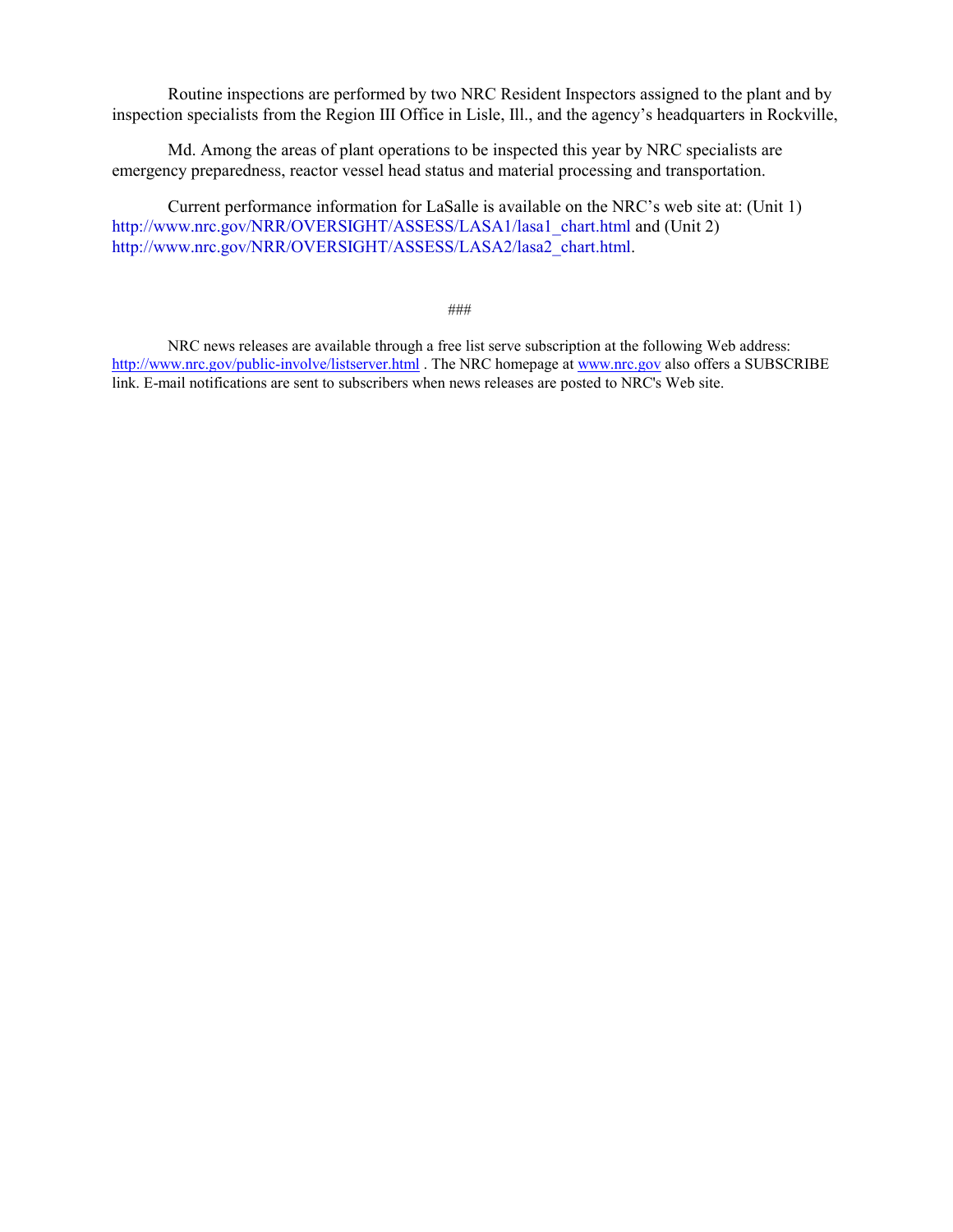Routine inspections are performed by two NRC Resident Inspectors assigned to the plant and by inspection specialists from the Region III Office in Lisle, Ill., and the agency's headquarters in Rockville,

Md. Among the areas of plant operations to be inspected this year by NRC specialists are emergency preparedness, reactor vessel head status and material processing and transportation.

Current performance information for LaSalle is available on the NRC's web site at: (Unit 1) http://www.nrc.gov/NRR/OVERSIGHT/ASSESS/LASA1/lasa1_chart.html and (Unit 2) http://www.nrc.gov/NRR/OVERSIGHT/ASSESS/LASA2/lasa2_chart.html.

###

NRC news releases are available through a free list serve subscription at the following Web address: http://www.nrc.gov/public-involve/listserver.html . The NRC homepage at www.nrc.gov also offers a SUBSCRIBE link. E-mail notifications are sent to subscribers when news releases are posted to NRC's Web site.